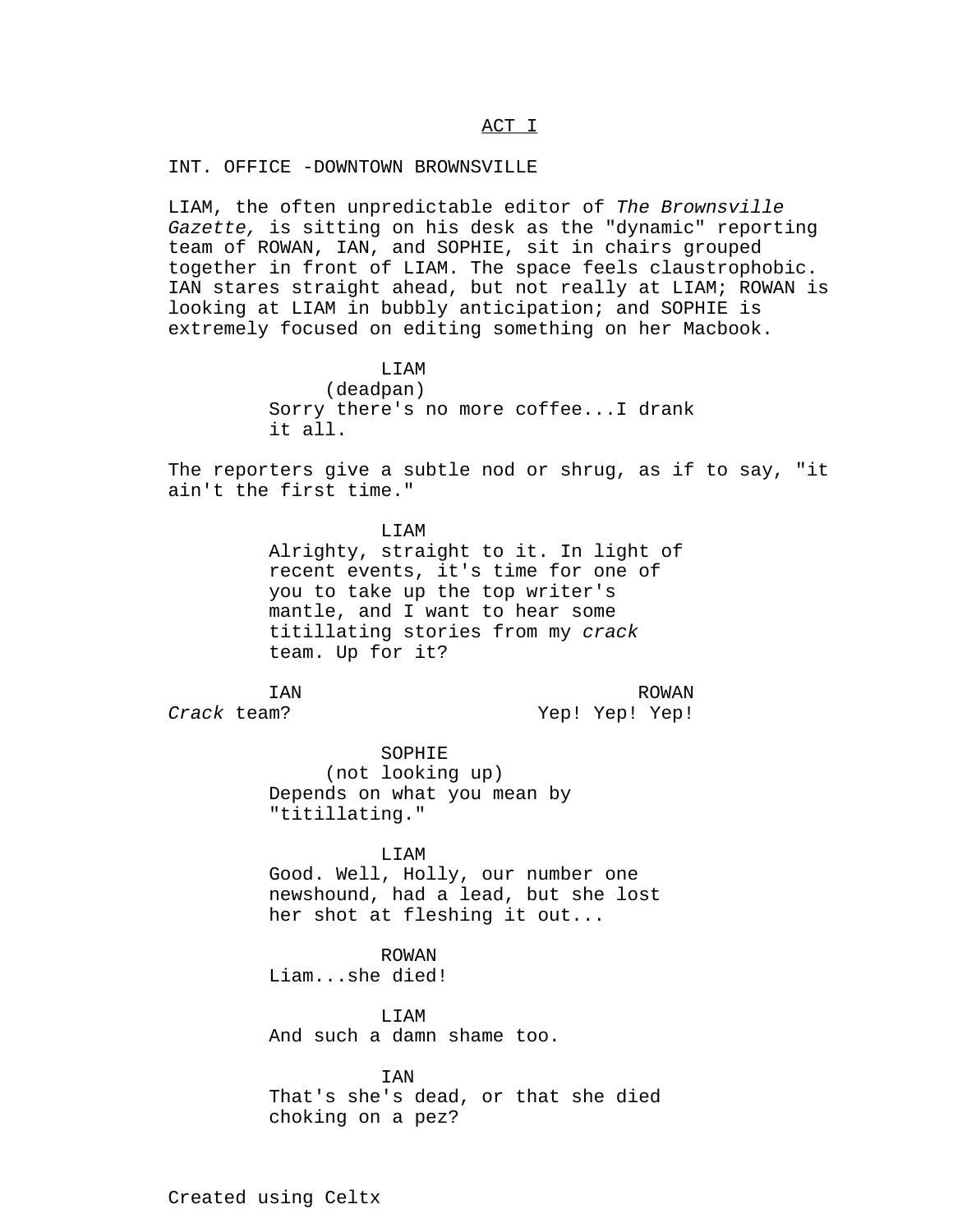<u>ACT I</u>

INT. OFFICE -DOWNTOWN BROWNSVILLE

LIAM, the often unpredictable editor of *The Brownsville Gazette,* is sitting on his desk as the "dynamic" reporting team of ROWAN, IAN, and SOPHIE, sit in chairs grouped together in front of LIAM. The space feels claustrophobic. IAN stares straight ahead, but not really at LIAM; ROWAN is looking at LIAM in bubbly anticipation; and SOPHIE is extremely focused on editing something on her Macbook.

LIAM
(deadpan)
Sorry there's no more coffee...I drank it all.

The reporters give a subtle nod or shrug, as if to say, "it ain't the first time."

LIAM
Alrighty, straight to it. In light of recent events, it's time for one of you to take up the top writer's mantle, and I want to hear some titillating stories from my *crack* team. Up for it?

IAN
*Crack* team?

ROWAN
Yep! Yep! Yep!

SOPHIE
(not looking up)
Depends on what you mean by "titillating."

LIAM
Good. Well, Holly, our number one newshound, had a lead, but she lost her shot at fleshing it out...

ROWAN
Liam...she died!

LIAM
And such a damn shame too.

IAN
That's she's dead, or that she died choking on a pez?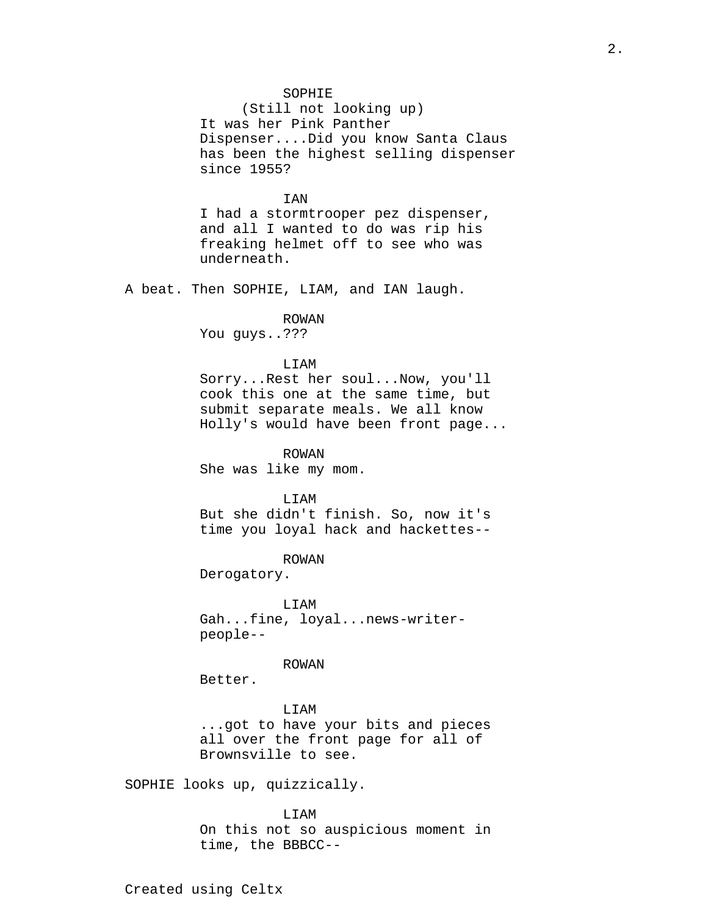SOPHIE
(Still not looking up)
It was her Pink Panther Dispenser....Did you know Santa Claus has been the highest selling dispenser since 1955?

IAN
I had a stormtrooper pez dispenser, and all I wanted to do was rip his freaking helmet off to see who was underneath.

A beat. Then SOPHIE, LIAM, and IAN laugh.

ROWAN
You guys..???

LIAM
Sorry...Rest her soul...Now, you'll cook this one at the same time, but submit separate meals. We all know Holly's would have been front page...

ROWAN
She was like my mom.

LIAM
But she didn't finish. So, now it's time you loyal hack and hackettes--

ROWAN
Derogatory.

LIAM
Gah...fine, loyal...news-writer-people--

ROWAN
Better.

LIAM
...got to have your bits and pieces all over the front page for all of Brownsville to see.

SOPHIE looks up, quizzically.

LIAM
On this not so auspicious moment in time, the BBBCC--

Created using Celtx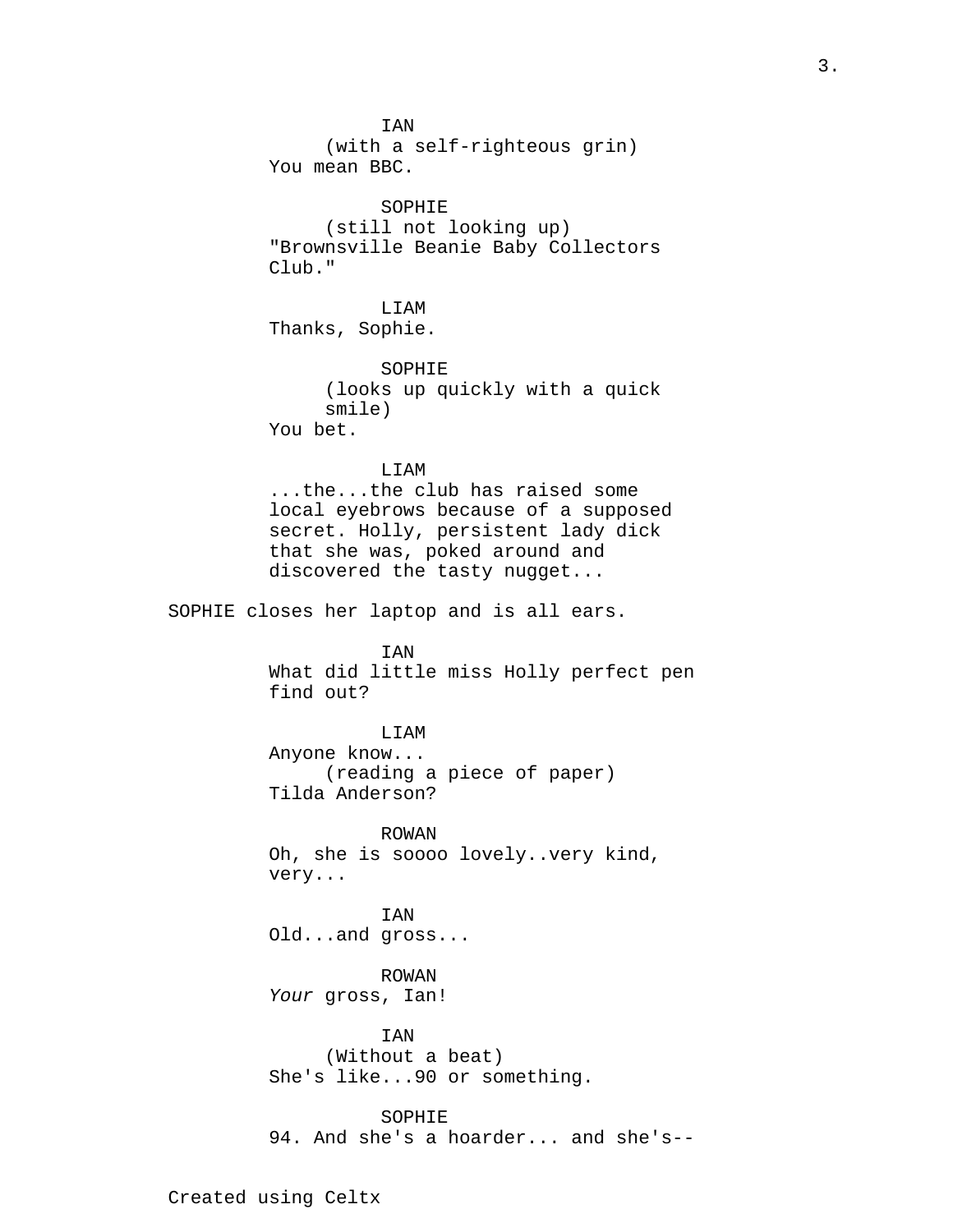IAN
(with a self-righteous grin)
You mean BBC.

SOPHIE
(still not looking up)
"Brownsville Beanie Baby Collectors Club."

LIAM
Thanks, Sophie.

SOPHIE
(looks up quickly with a quick smile)
You bet.

LIAM
...the...the club has raised some local eyebrows because of a supposed secret. Holly, persistent lady dick that she was, poked around and discovered the tasty nugget...

SOPHIE closes her laptop and is all ears.

IAN
What did little miss Holly perfect pen find out?

LIAM
Anyone know...
(reading a piece of paper)
Tilda Anderson?

ROWAN
Oh, she is soooo lovely..very kind, very...

IAN
Old...and gross...

ROWAN
*Your* gross, Ian!

IAN
(Without a beat)
She's like...90 or something.

SOPHIE
94. And she's a hoarder... and she's--

Created using Celtx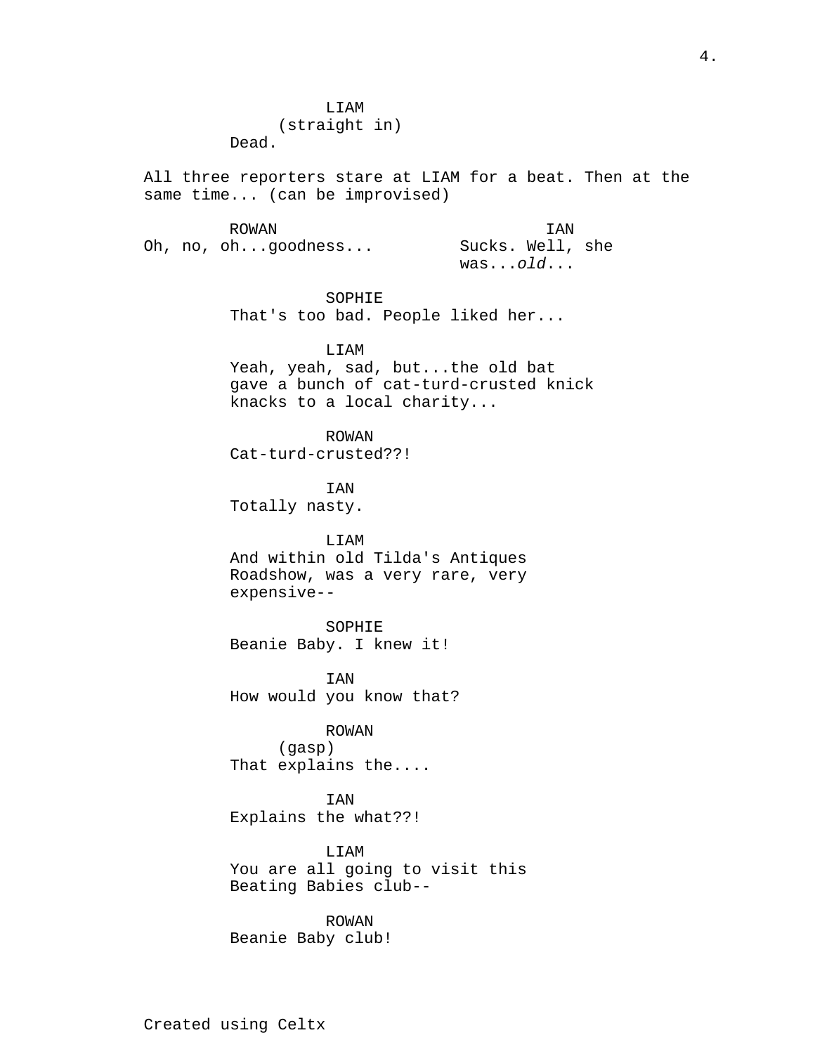LIAM
(straight in)
Dead.

All three reporters stare at LIAM for a beat. Then at the same time... (can be improvised)

ROWAN
Oh, no, oh...goodness...

IAN
Sucks. Well, she was...*old*...

SOPHIE
That's too bad. People liked her...

LIAM
Yeah, yeah, sad, but...the old bat gave a bunch of cat-turd-crusted knick knacks to a local charity...

ROWAN
Cat-turd-crusted??!

IAN
Totally nasty.

LIAM
And within old Tilda's Antiques Roadshow, was a very rare, very expensive--

SOPHIE
Beanie Baby. I knew it!

IAN
How would you know that?

ROWAN
(gasp)
That explains the....

IAN
Explains the what??!

LIAM
You are all going to visit this Beating Babies club--

ROWAN
Beanie Baby club!

Created using Celtx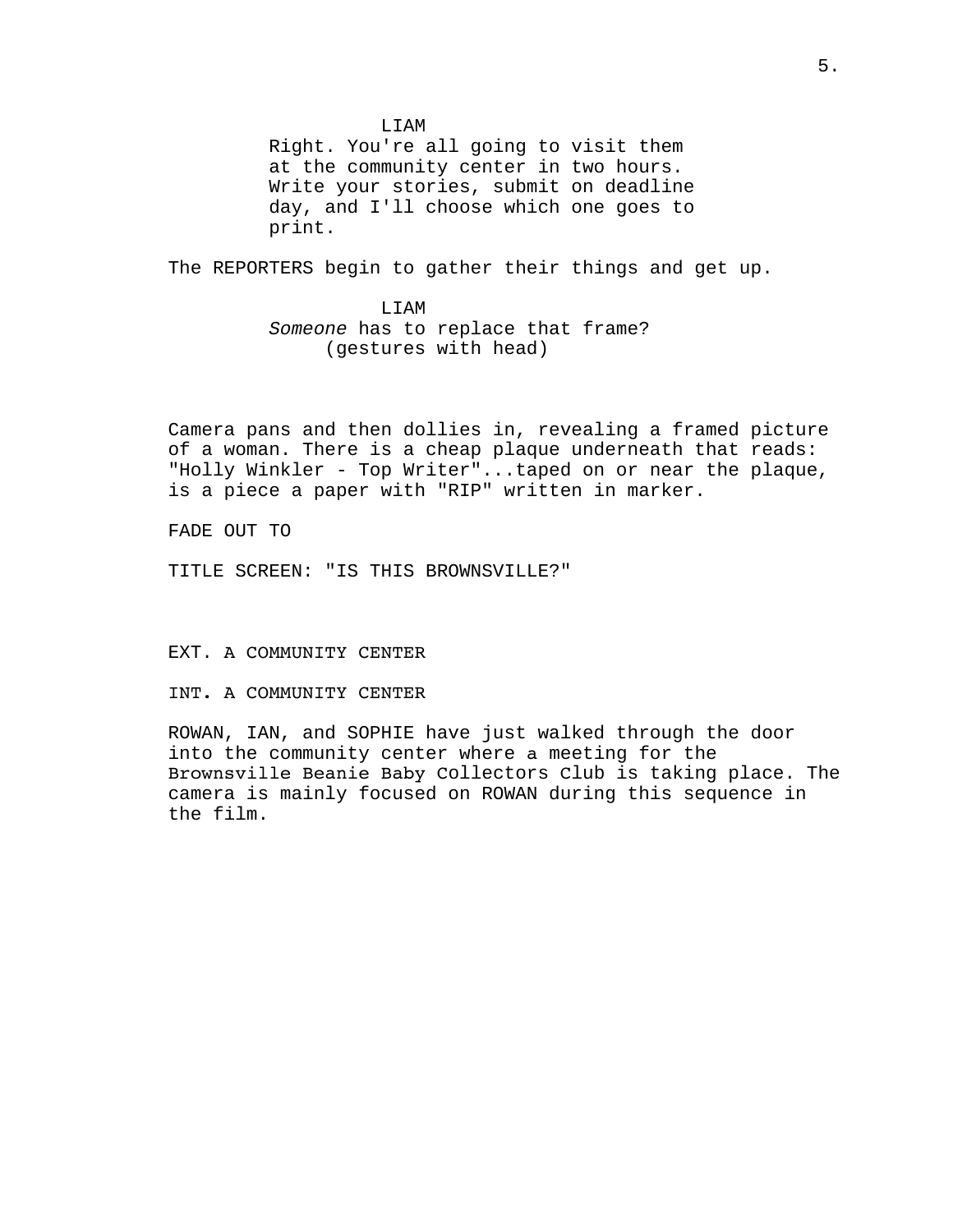LIAM

Right. You're all going to visit them at the community center in two hours. Write your stories, submit on deadline day, and I'll choose which one goes to print.

The REPORTERS begin to gather their things and get up.

LIAM

*Someone* has to replace that frame?

(gestures with head)

Camera pans and then dollies in, revealing a framed picture of a woman. There is a cheap plaque underneath that reads: "Holly Winkler - Top Writer"...taped on or near the plaque, is a piece a paper with "RIP" written in marker.

FADE OUT TO

TITLE SCREEN: "IS THIS BROWNSVILLE?"

EXT. A COMMUNITY CENTER

INT. A COMMUNITY CENTER

ROWAN, IAN, and SOPHIE have just walked through the door into the community center where a meeting for the Brownsville Beanie Baby Collectors Club is taking place. The camera is mainly focused on ROWAN during this sequence in the film.